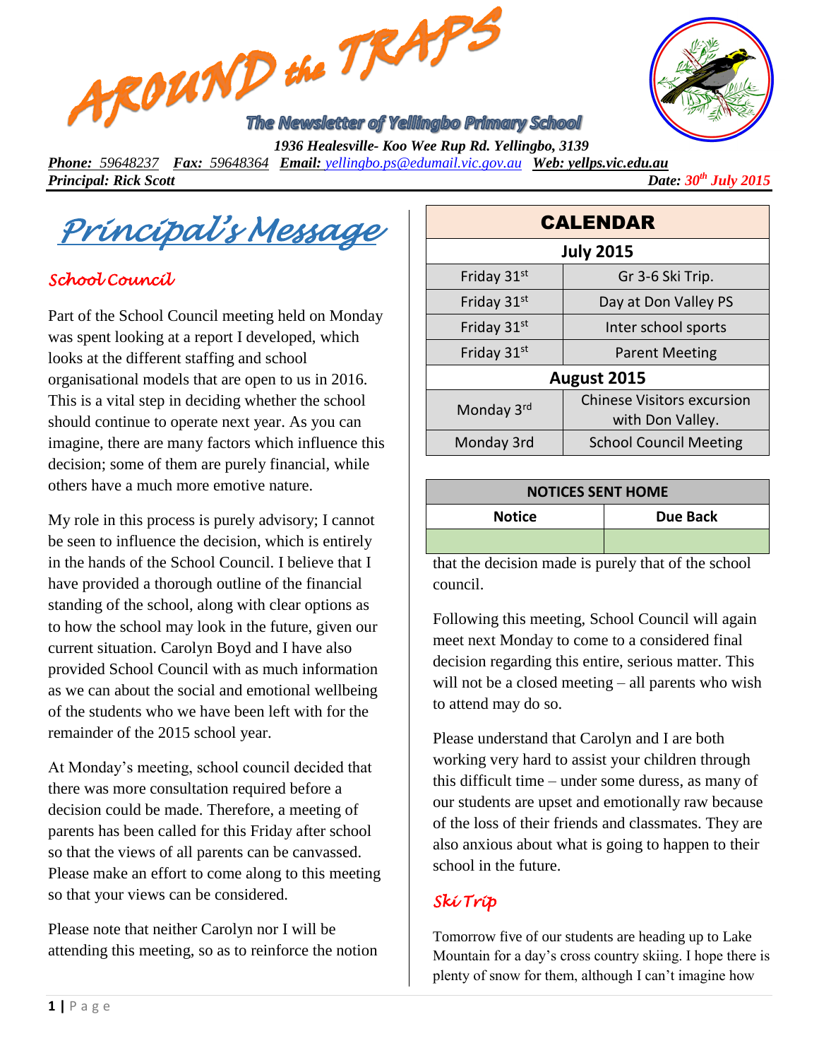# AROUND the TRAPS

*The Newsletter of Yellingbo Primary School*

**1936 Healesville- Koo Wee Rup Rd. Yellingbo, 3139**

***Phone:*** *59648237* ***Fax:*** *59648364* ***Email:*** *yellingbo.ps@edumail.vic.gov.au* ***Web:*** ***yellps.vic.edu.au***

***Principal: Rick Scott***

***Date: 30th July 2015***

## Principal's Message

### School Council

Part of the School Council meeting held on Monday was spent looking at a report I developed, which looks at the different staffing and school organisational models that are open to us in 2016. This is a vital step in deciding whether the school should continue to operate next year. As you can imagine, there are many factors which influence this decision; some of them are purely financial, while others have a much more emotive nature.

My role in this process is purely advisory; I cannot be seen to influence the decision, which is entirely in the hands of the School Council. I believe that I have provided a thorough outline of the financial standing of the school, along with clear options as to how the school may look in the future, given our current situation. Carolyn Boyd and I have also provided School Council with as much information as we can about the social and emotional wellbeing of the students who we have been left with for the remainder of the 2015 school year.

At Monday's meeting, school council decided that there was more consultation required before a decision could be made. Therefore, a meeting of parents has been called for this Friday after school so that the views of all parents can be canvassed. Please make an effort to come along to this meeting so that your views can be considered.

Please note that neither Carolyn nor I will be attending this meeting, so as to reinforce the notion that the decision made is purely that of the school council.

Following this meeting, School Council will again meet next Monday to come to a considered final decision regarding this entire, serious matter. This will not be a closed meeting – all parents who wish to attend may do so.

Please understand that Carolyn and I are both working very hard to assist your children through this difficult time – under some duress, as many of our students are upset and emotionally raw because of the loss of their friends and classmates. They are also anxious about what is going to happen to their school in the future.

### Ski Trip

Tomorrow five of our students are heading up to Lake Mountain for a day's cross country skiing. I hope there is plenty of snow for them, although I can't imagine how

| CALENDAR | |
|---|---|
| **July 2015** | |
| Friday 31st | Gr 3-6 Ski Trip. |
| Friday 31st | Day at Don Valley PS |
| Friday 31st | Inter school sports |
| Friday 31st | Parent Meeting |
| **August 2015** | |
| Monday 3rd | Chinese Visitors excursion with Don Valley. |
| Monday 3rd | School Council Meeting |

| NOTICES SENT HOME | |
|---|---|
| **Notice** | **Due Back** |
| | |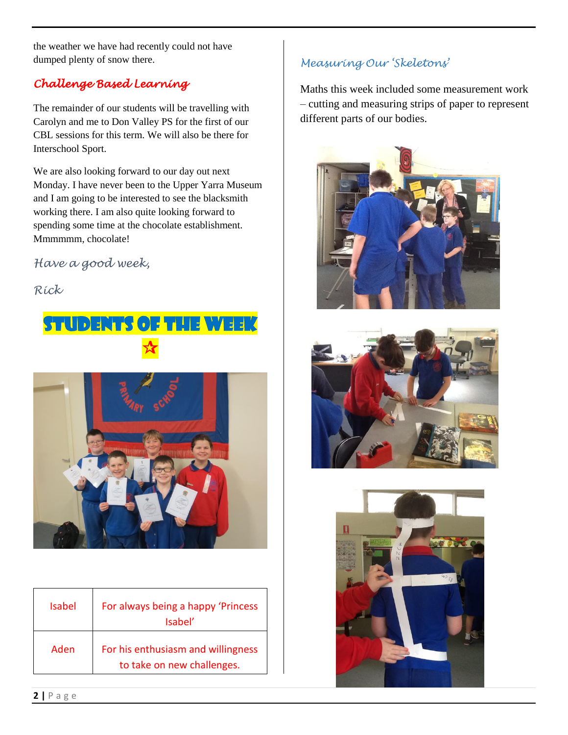the weather we have had recently could not have dumped plenty of snow there.

## *Challenge Based Learning*

The remainder of our students will be travelling with Carolyn and me to Don Valley PS for the first of our CBL sessions for this term. We will also be there for Interschool Sport.

We are also looking forward to our day out next Monday. I have never been to the Upper Yarra Museum and I am going to be interested to see the blacksmith working there. I am also quite looking forward to spending some time at the chocolate establishment. Mmmmmm, chocolate!

*Have a good week,*

*Rick*

## STUDENTS OF THE WEEK

☆

| | |
|---|---|
| Isabel | For always being a happy 'Princess Isabel' |
| Aden | For his enthusiasm and willingness to take on new challenges. |

## *Measuring Our 'Skeletons'*

Maths this week included some measurement work – cutting and measuring strips of paper to represent different parts of our bodies.